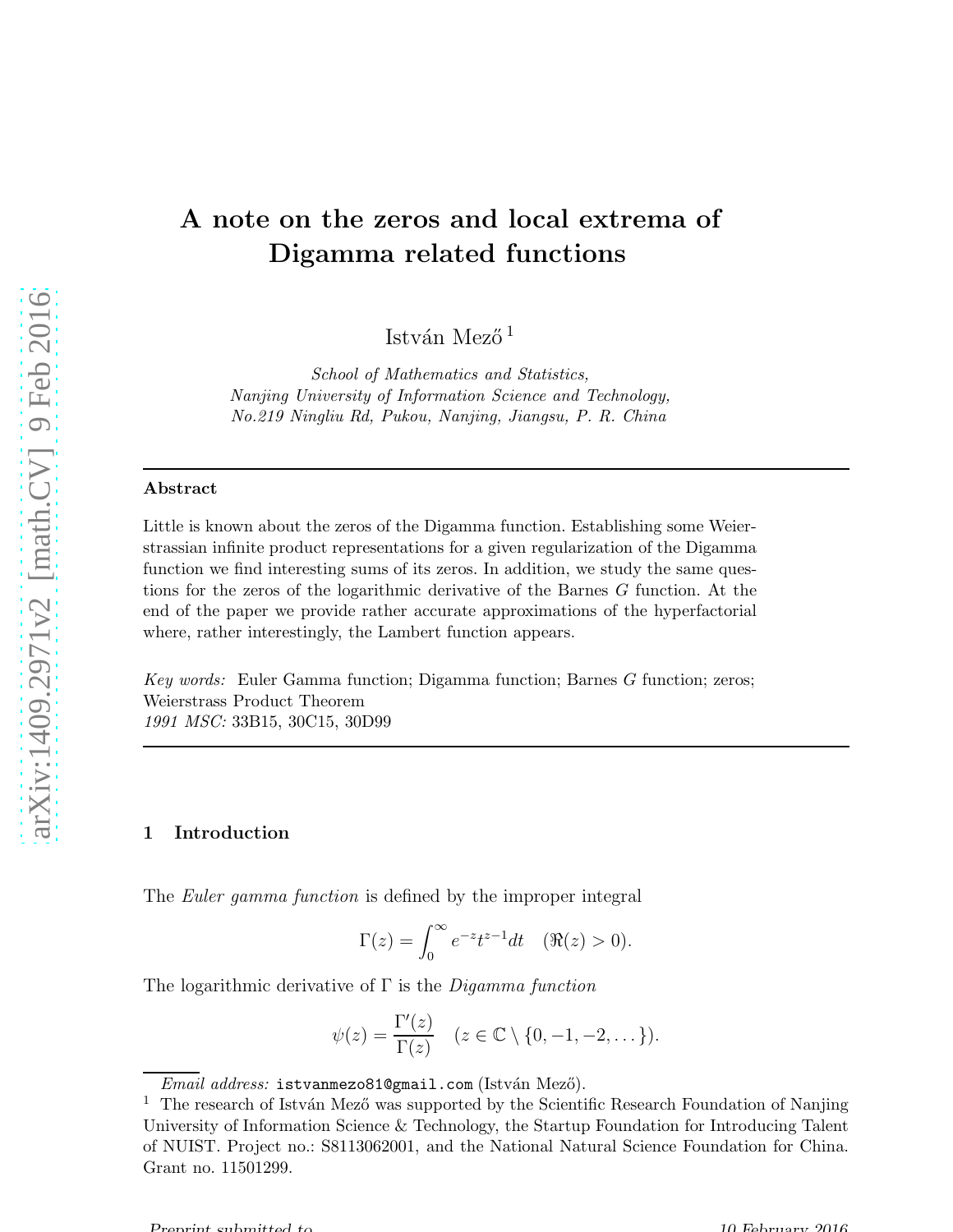# A note on the zeros and local extrema of Digamma related functions

István Mező [1]

*School of Mathematics and Statistics,*
*Nanjing University of Information Science and Technology,*
*No.219 Ningliu Rd, Pukou, Nanjing, Jiangsu, P. R. China*

---

**Abstract**

Little is known about the zeros of the Digamma function. Establishing some Weierstrassian infinite product representations for a given regularization of the Digamma function we find interesting sums of its zeros. In addition, we study the same questions for the zeros of the logarithmic derivative of the Barnes $G$ function. At the end of the paper we provide rather accurate approximations of the hyperfactorial where, rather interestingly, the Lambert function appears.

*Key words:* Euler Gamma function; Digamma function; Barnes $G$ function; zeros; Weierstrass Product Theorem
*1991 MSC:* 33B15, 30C15, 30D99

---

## 1 Introduction

The *Euler gamma function* is defined by the improper integral

$$\Gamma(z) = \int_0^\infty e^{-z} t^{z-1} dt \quad (\Re(z) > 0).$$

The logarithmic derivative of $\Gamma$ is the *Digamma function*

$$\psi(z) = \frac{\Gamma'(z)}{\Gamma(z)} \quad (z \in \mathbb{C} \setminus \{0, -1, -2, \dots\}).$$

*Email address:* istvanmezo81@gmail.com (István Mező).

[1] The research of István Mező was supported by the Scientific Research Foundation of Nanjing University of Information Science & Technology, the Startup Foundation for Introducing Talent of NUIST. Project no.: S8113062001, and the National Natural Science Foundation for China. Grant no. 11501299.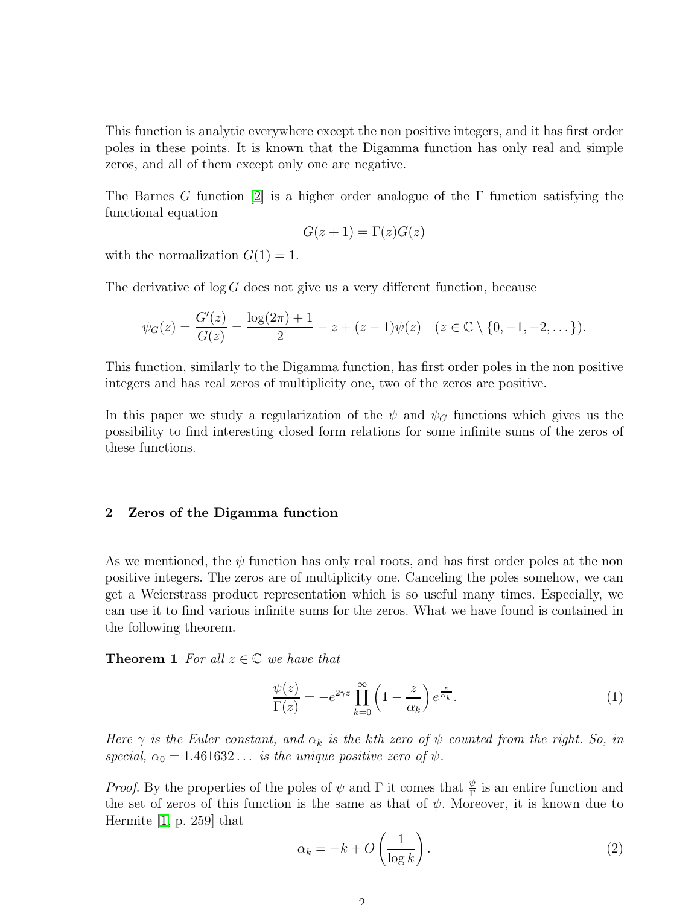This function is analytic everywhere except the non positive integers, and it has first order poles in these points. It is known that the Digamma function has only real and simple zeros, and all of them except only one are negative.

The Barnes $G$ function [2] is a higher order analogue of the $\Gamma$ function satisfying the functional equation

$$G(z+1) = \Gamma(z)G(z)$$

with the normalization $G(1) = 1$.

The derivative of $\log G$ does not give us a very different function, because

$$\psi_G(z) = \frac{G'(z)}{G(z)} = \frac{\log(2\pi)+1}{2} - z + (z-1)\psi(z) \quad (z \in \mathbb{C} \setminus \{0, -1, -2, \dots\}).$$

This function, similarly to the Digamma function, has first order poles in the non positive integers and has real zeros of multiplicity one, two of the zeros are positive.

In this paper we study a regularization of the $\psi$ and $\psi_G$ functions which gives us the possibility to find interesting closed form relations for some infinite sums of the zeros of these functions.

## 2 Zeros of the Digamma function

As we mentioned, the $\psi$ function has only real roots, and has first order poles at the non positive integers. The zeros are of multiplicity one. Canceling the poles somehow, we can get a Weierstrass product representation which is so useful many times. Especially, we can use it to find various infinite sums for the zeros. What we have found is contained in the following theorem.

**Theorem 1** *For all $z \in \mathbb{C}$ we have that*

$$\frac{\psi(z)}{\Gamma(z)} = -e^{2\gamma z} \prod_{k=0}^{\infty} \left(1 - \frac{z}{\alpha_k}\right) e^{\frac{z}{\alpha_k}}. \tag{1}$$

*Here $\gamma$ is the Euler constant, and $\alpha_k$ is the $k$th zero of $\psi$ counted from the right. So, in special, $\alpha_0 = 1.461632\dots$ is the unique positive zero of $\psi$.*

*Proof.* By the properties of the poles of $\psi$ and $\Gamma$ it comes that $\frac{\psi}{\Gamma}$ is an entire function and the set of zeros of this function is the same as that of $\psi$. Moreover, it is known due to Hermite [1, p. 259] that

$$\alpha_k = -k + O\left(\frac{1}{\log k}\right). \tag{2}$$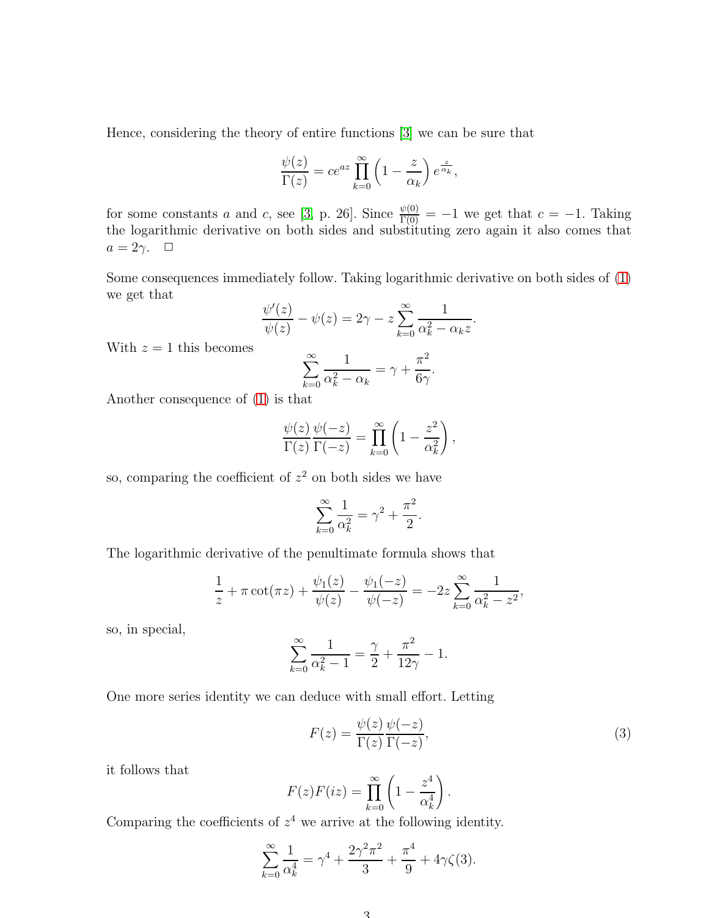Hence, considering the theory of entire functions [3] we can be sure that

$$\frac{\psi(z)}{\Gamma(z)} = ce^{az} \prod_{k=0}^{\infty} \left(1 - \frac{z}{\alpha_k}\right) e^{\frac{z}{\alpha_k}},$$

for some constants $a$ and $c$, see [3, p. 26]. Since $\frac{\psi(0)}{\Gamma(0)} = -1$ we get that $c = -1$. Taking the logarithmic derivative on both sides and substituting zero again it also comes that $a = 2\gamma$. $\square$

Some consequences immediately follow. Taking logarithmic derivative on both sides of (1) we get that

$$\frac{\psi'(z)}{\psi(z)} - \psi(z) = 2\gamma - z \sum_{k=0}^{\infty} \frac{1}{\alpha_k^2 - \alpha_k z}.$$

With $z = 1$ this becomes

$$\sum_{k=0}^{\infty} \frac{1}{\alpha_k^2 - \alpha_k} = \gamma + \frac{\pi^2}{6\gamma}.$$

Another consequence of (1) is that

$$\frac{\psi(z)}{\Gamma(z)} \frac{\psi(-z)}{\Gamma(-z)} = \prod_{k=0}^{\infty} \left(1 - \frac{z^2}{\alpha_k^2}\right),$$

so, comparing the coefficient of $z^2$ on both sides we have

$$\sum_{k=0}^{\infty} \frac{1}{\alpha_k^2} = \gamma^2 + \frac{\pi^2}{2}.$$

The logarithmic derivative of the penultimate formula shows that

$$\frac{1}{z} + \pi \cot(\pi z) + \frac{\psi_1(z)}{\psi(z)} - \frac{\psi_1(-z)}{\psi(-z)} = -2z \sum_{k=0}^{\infty} \frac{1}{\alpha_k^2 - z^2},$$

so, in special,

$$\sum_{k=0}^{\infty} \frac{1}{\alpha_k^2 - 1} = \frac{\gamma}{2} + \frac{\pi^2}{12\gamma} - 1.$$

One more series identity we can deduce with small effort. Letting

$$F(z) = \frac{\psi(z)}{\Gamma(z)} \frac{\psi(-z)}{\Gamma(-z)}, \tag{3}$$

it follows that

$$F(z)F(iz) = \prod_{k=0}^{\infty} \left(1 - \frac{z^4}{\alpha_k^4}\right).$$

Comparing the coefficients of $z^4$ we arrive at the following identity.

$$\sum_{k=0}^{\infty} \frac{1}{\alpha_k^4} = \gamma^4 + \frac{2\gamma^2\pi^2}{3} + \frac{\pi^4}{9} + 4\gamma\zeta(3).$$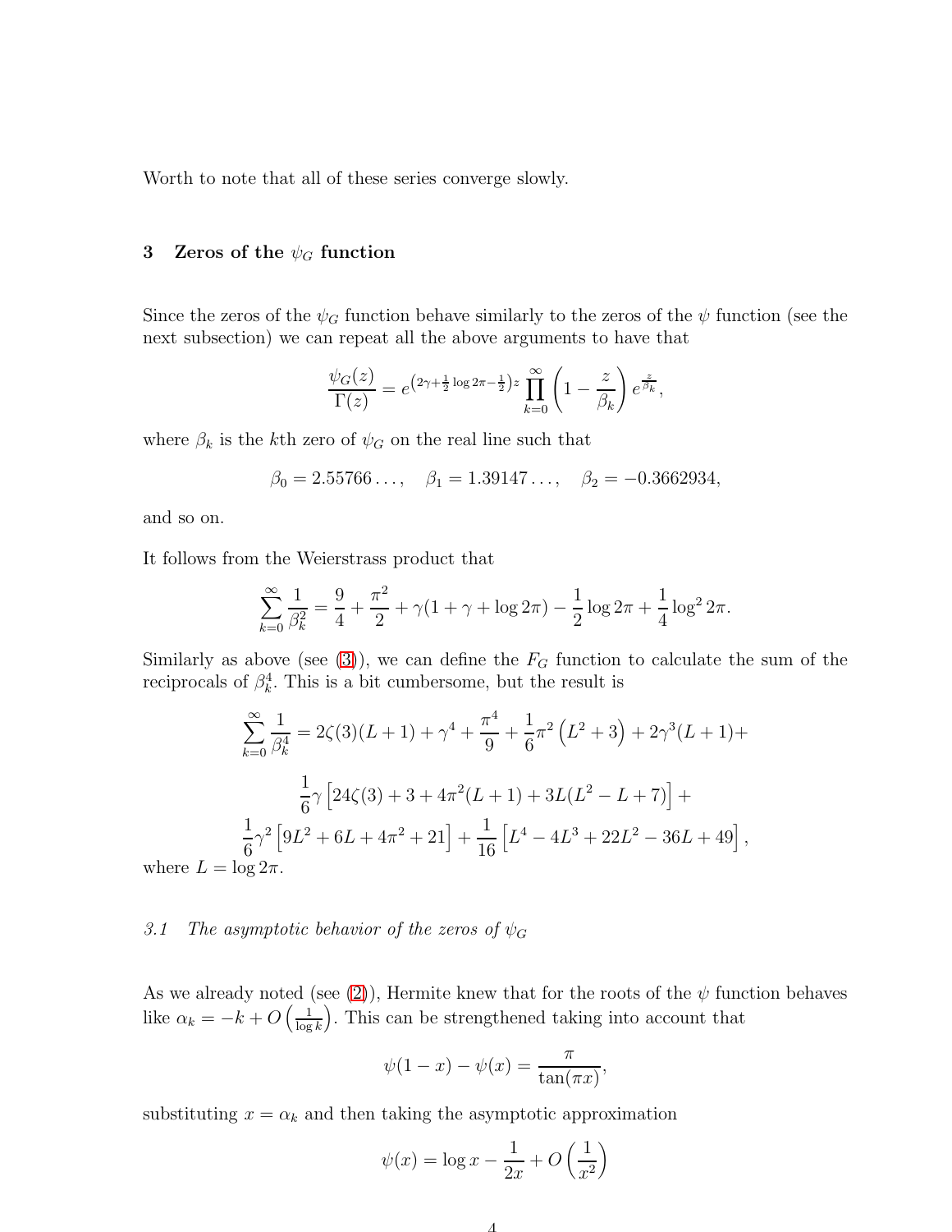Worth to note that all of these series converge slowly.

## 3 Zeros of the $\psi_G$ function

Since the zeros of the $\psi_G$ function behave similarly to the zeros of the $\psi$ function (see the next subsection) we can repeat all the above arguments to have that

$$\frac{\psi_G(z)}{\Gamma(z)} = e^{\left(2\gamma+\frac{1}{2}\log 2\pi-\frac{1}{2}\right)z}\prod_{k=0}^{\infty}\left(1-\frac{z}{\beta_k}\right)e^{\frac{z}{\beta_k}},$$

where $\beta_k$ is the $k$th zero of $\psi_G$ on the real line such that

$$\beta_0 = 2.55766\ldots,\quad \beta_1 = 1.39147\ldots,\quad \beta_2 = -0.3662934,$$

and so on.

It follows from the Weierstrass product that

$$\sum_{k=0}^{\infty}\frac{1}{\beta_k^2} = \frac{9}{4}+\frac{\pi^2}{2}+\gamma(1+\gamma+\log 2\pi)-\frac{1}{2}\log 2\pi+\frac{1}{4}\log^2 2\pi.$$

Similarly as above (see (3)), we can define the $F_G$ function to calculate the sum of the reciprocals of $\beta_k^4$. This is a bit cumbersome, but the result is

$$\sum_{k=0}^{\infty}\frac{1}{\beta_k^4} = 2\zeta(3)(L+1)+\gamma^4+\frac{\pi^4}{9}+\frac{1}{6}\pi^2\left(L^2+3\right)+2\gamma^3(L+1)+$$
$$\frac{1}{6}\gamma\left[24\zeta(3)+3+4\pi^2(L+1)+3L(L^2-L+7)\right]+$$
$$\frac{1}{6}\gamma^2\left[9L^2+6L+4\pi^2+21\right]+\frac{1}{16}\left[L^4-4L^3+22L^2-36L+49\right],$$

where $L = \log 2\pi$.

### 3.1 The asymptotic behavior of the zeros of $\psi_G$

As we already noted (see (2)), Hermite knew that for the roots of the $\psi$ function behaves like $\alpha_k = -k + O\left(\frac{1}{\log k}\right)$. This can be strengthened taking into account that

$$\psi(1-x)-\psi(x) = \frac{\pi}{\tan(\pi x)},$$

substituting $x = \alpha_k$ and then taking the asymptotic approximation

$$\psi(x) = \log x - \frac{1}{2x} + O\left(\frac{1}{x^2}\right)$$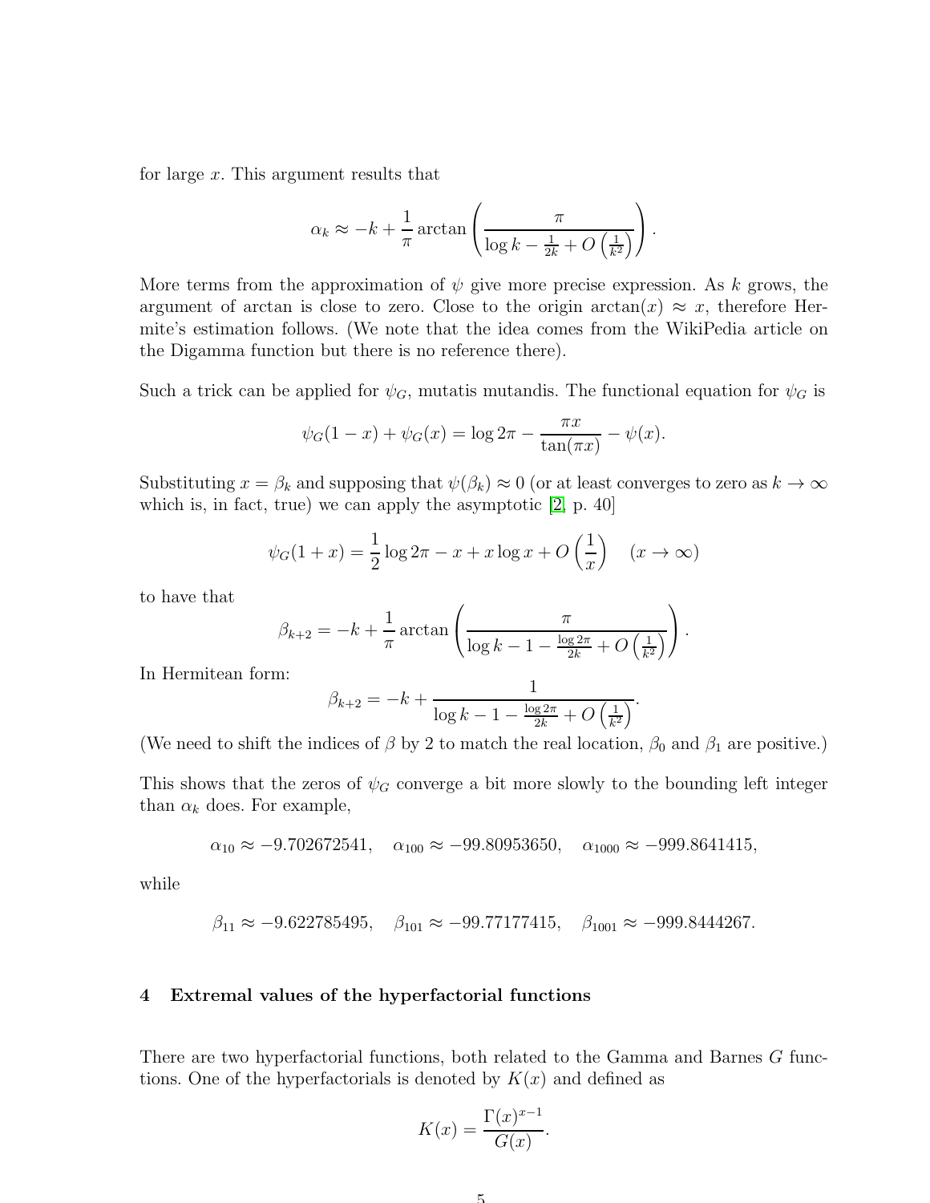for large $x$. This argument results that

$$\alpha_k \approx -k + \frac{1}{\pi} \arctan\left(\frac{\pi}{\log k - \frac{1}{2k} + O\left(\frac{1}{k^2}\right)}\right).$$

More terms from the approximation of $\psi$ give more precise expression. As $k$ grows, the argument of arctan is close to zero. Close to the origin $\arctan(x) \approx x$, therefore Hermite's estimation follows. (We note that the idea comes from the WikiPedia article on the Digamma function but there is no reference there).

Such a trick can be applied for $\psi_G$, mutatis mutandis. The functional equation for $\psi_G$ is

$$\psi_G(1-x) + \psi_G(x) = \log 2\pi - \frac{\pi x}{\tan(\pi x)} - \psi(x).$$

Substituting $x = \beta_k$ and supposing that $\psi(\beta_k) \approx 0$ (or at least converges to zero as $k \to \infty$ which is, in fact, true) we can apply the asymptotic [2, p. 40]

$$\psi_G(1+x) = \frac{1}{2}\log 2\pi - x + x\log x + O\left(\frac{1}{x}\right) \quad (x \to \infty)$$

to have that

$$\beta_{k+2} = -k + \frac{1}{\pi} \arctan\left(\frac{\pi}{\log k - 1 - \frac{\log 2\pi}{2k} + O\left(\frac{1}{k^2}\right)}\right).$$

In Hermitean form:

$$\beta_{k+2} = -k + \frac{1}{\log k - 1 - \frac{\log 2\pi}{2k} + O\left(\frac{1}{k^2}\right)}.$$

(We need to shift the indices of $\beta$ by 2 to match the real location, $\beta_0$ and $\beta_1$ are positive.)

This shows that the zeros of $\psi_G$ converge a bit more slowly to the bounding left integer than $\alpha_k$ does. For example,

$$\alpha_{10} \approx -9.702672541, \quad \alpha_{100} \approx -99.80953650, \quad \alpha_{1000} \approx -999.8641415,$$

while

$$\beta_{11} \approx -9.622785495, \quad \beta_{101} \approx -99.77177415, \quad \beta_{1001} \approx -999.8444267.$$

## 4 Extremal values of the hyperfactorial functions

There are two hyperfactorial functions, both related to the Gamma and Barnes $G$ functions. One of the hyperfactorials is denoted by $K(x)$ and defined as

$$K(x) = \frac{\Gamma(x)^{x-1}}{G(x)}.$$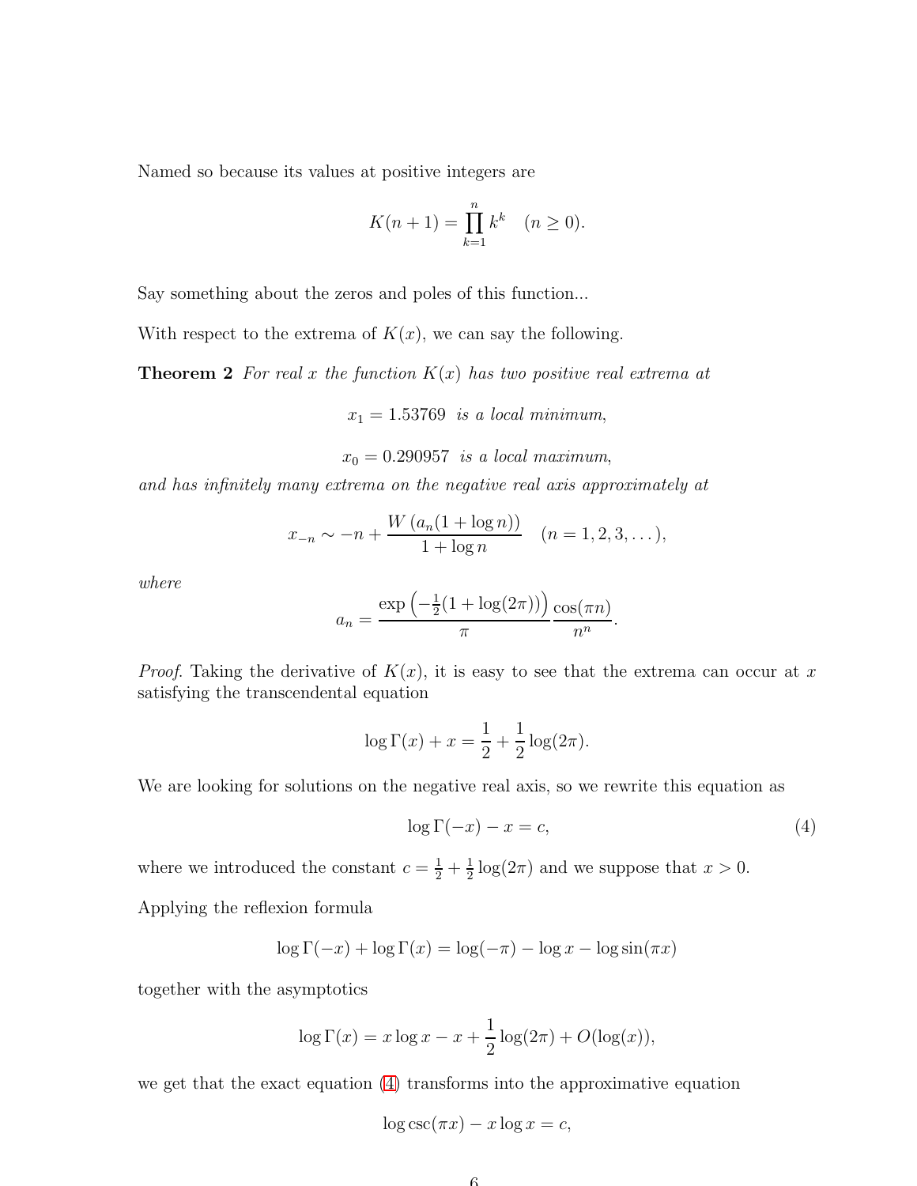Named so because its values at positive integers are

$$K(n+1) = \prod_{k=1}^{n} k^k \quad (n \geq 0).$$

Say something about the zeros and poles of this function...

With respect to the extrema of $K(x)$, we can say the following.

**Theorem 2** *For real $x$ the function $K(x)$ has two positive real extrema at*

$$x_1 = 1.53769 \text{ is a local minimum,}$$

$$x_0 = 0.290957 \text{ is a local maximum,}$$

*and has infinitely many extrema on the negative real axis approximately at*

$$x_{-n} \sim -n + \frac{W\left(a_n(1+\log n)\right)}{1+\log n} \quad (n = 1, 2, 3, \dots),$$

*where*

$$a_n = \frac{\exp\left(-\frac{1}{2}(1+\log(2\pi))\right)}{\pi} \frac{\cos(\pi n)}{n^n}.$$

*Proof.* Taking the derivative of $K(x)$, it is easy to see that the extrema can occur at $x$ satisfying the transcendental equation

$$\log\Gamma(x) + x = \frac{1}{2} + \frac{1}{2}\log(2\pi).$$

We are looking for solutions on the negative real axis, so we rewrite this equation as

$$\log\Gamma(-x) - x = c, \tag{4}$$

where we introduced the constant $c = \frac{1}{2} + \frac{1}{2}\log(2\pi)$ and we suppose that $x > 0$.

Applying the reflexion formula

$$\log\Gamma(-x) + \log\Gamma(x) = \log(-\pi) - \log x - \log\sin(\pi x)$$

together with the asymptotics

$$\log\Gamma(x) = x\log x - x + \frac{1}{2}\log(2\pi) + O(\log(x)),$$

we get that the exact equation (4) transforms into the approximative equation

$$\log\csc(\pi x) - x\log x = c,$$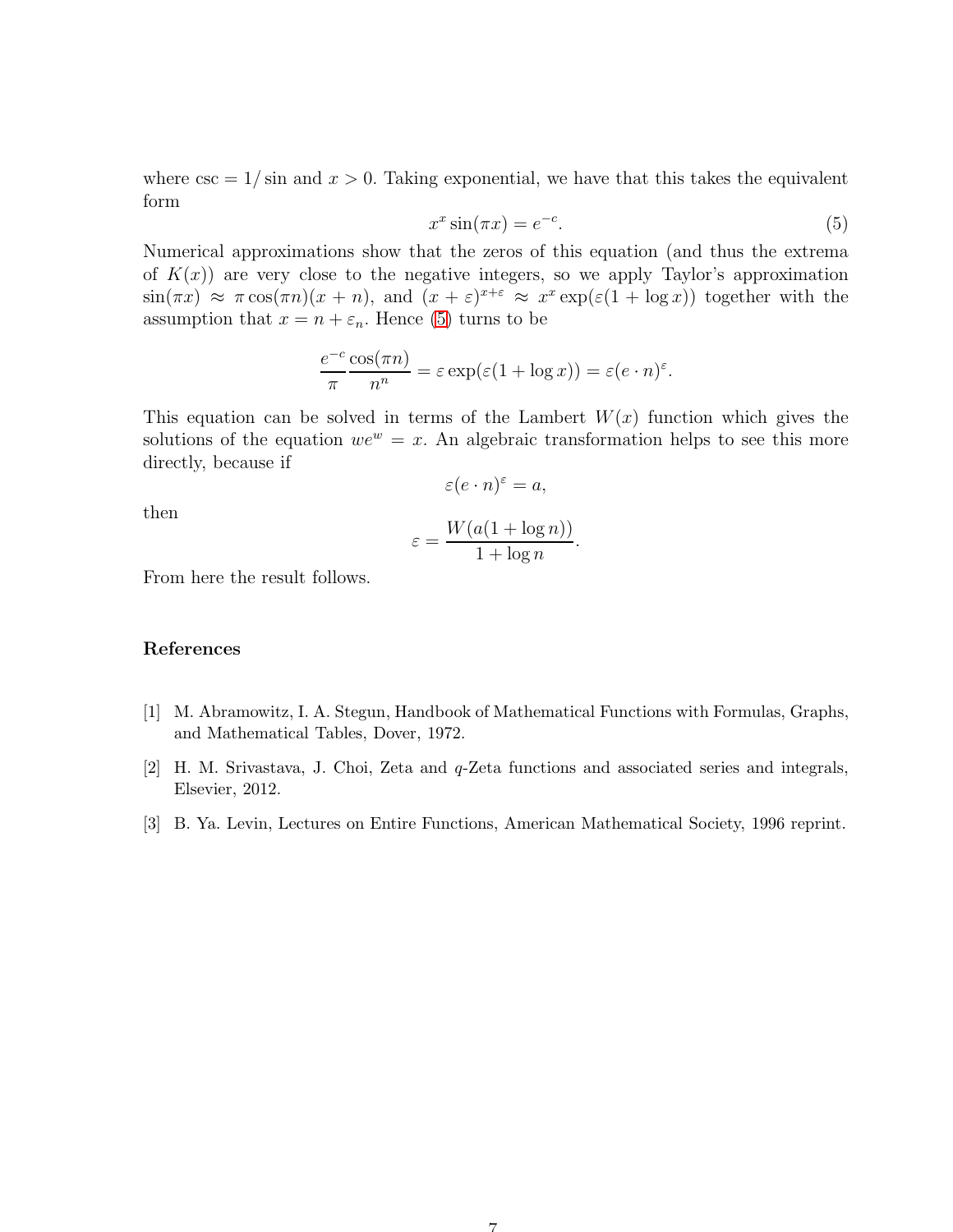where $\csc = 1/\sin$ and $x > 0$. Taking exponential, we have that this takes the equivalent form

$$x^x \sin(\pi x) = e^{-c}. \tag{5}$$

Numerical approximations show that the zeros of this equation (and thus the extrema of $K(x)$) are very close to the negative integers, so we apply Taylor's approximation $\sin(\pi x) \approx \pi \cos(\pi n)(x+n)$, and $(x+\varepsilon)^{x+\varepsilon} \approx x^x \exp(\varepsilon(1+\log x))$ together with the assumption that $x = n + \varepsilon_n$. Hence (5) turns to be

$$\frac{e^{-c}}{\pi} \frac{\cos(\pi n)}{n^n} = \varepsilon \exp(\varepsilon(1+\log x)) = \varepsilon(e \cdot n)^\varepsilon.$$

This equation can be solved in terms of the Lambert $W(x)$ function which gives the solutions of the equation $we^w = x$. An algebraic transformation helps to see this more directly, because if

$$\varepsilon(e \cdot n)^\varepsilon = a,$$

then

$$\varepsilon = \frac{W(a(1+\log n))}{1+\log n}.$$

From here the result follows.

## References

[1] M. Abramowitz, I. A. Stegun, Handbook of Mathematical Functions with Formulas, Graphs, and Mathematical Tables, Dover, 1972.

[2] H. M. Srivastava, J. Choi, Zeta and $q$-Zeta functions and associated series and integrals, Elsevier, 2012.

[3] B. Ya. Levin, Lectures on Entire Functions, American Mathematical Society, 1996 reprint.